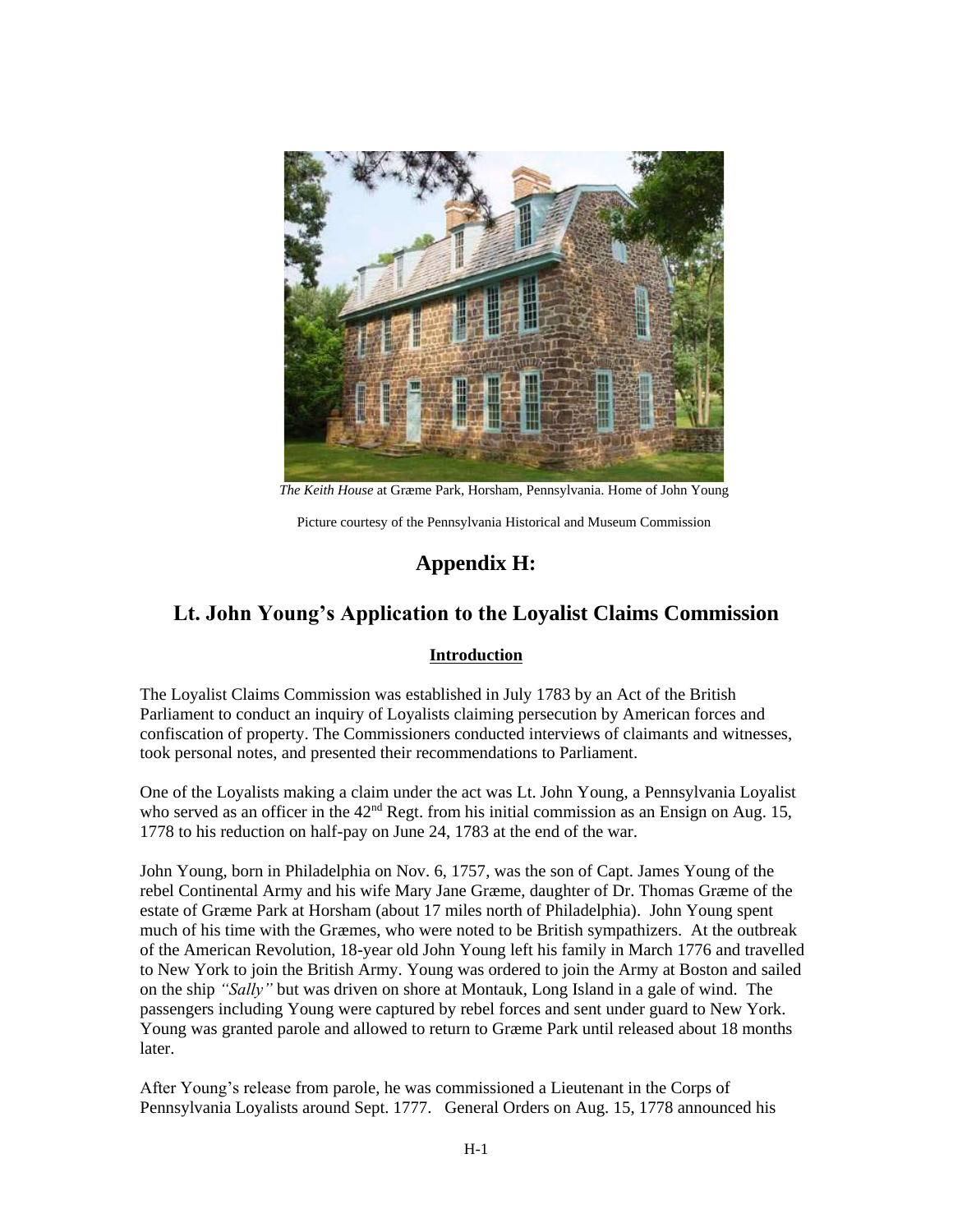*The Keith House* at Græme Park, Horsham, Pennsylvania. Home of John Young

Picture courtesy of the Pennsylvania Historical and Museum Commission

# Appendix H:

## Lt. John Young's Application to the Loyalist Claims Commission

### Introduction

The Loyalist Claims Commission was established in July 1783 by an Act of the British Parliament to conduct an inquiry of Loyalists claiming persecution by American forces and confiscation of property. The Commissioners conducted interviews of claimants and witnesses, took personal notes, and presented their recommendations to Parliament.

One of the Loyalists making a claim under the act was Lt. John Young, a Pennsylvania Loyalist who served as an officer in the 42nd Regt. from his initial commission as an Ensign on Aug. 15, 1778 to his reduction on half-pay on June 24, 1783 at the end of the war.

John Young, born in Philadelphia on Nov. 6, 1757, was the son of Capt. James Young of the rebel Continental Army and his wife Mary Jane Græme, daughter of Dr. Thomas Græme of the estate of Græme Park at Horsham (about 17 miles north of Philadelphia). John Young spent much of his time with the Græmes, who were noted to be British sympathizers. At the outbreak of the American Revolution, 18-year old John Young left his family in March 1776 and travelled to New York to join the British Army. Young was ordered to join the Army at Boston and sailed on the ship *"Sally"* but was driven on shore at Montauk, Long Island in a gale of wind. The passengers including Young were captured by rebel forces and sent under guard to New York. Young was granted parole and allowed to return to Græme Park until released about 18 months later.

After Young's release from parole, he was commissioned a Lieutenant in the Corps of Pennsylvania Loyalists around Sept. 1777. General Orders on Aug. 15, 1778 announced his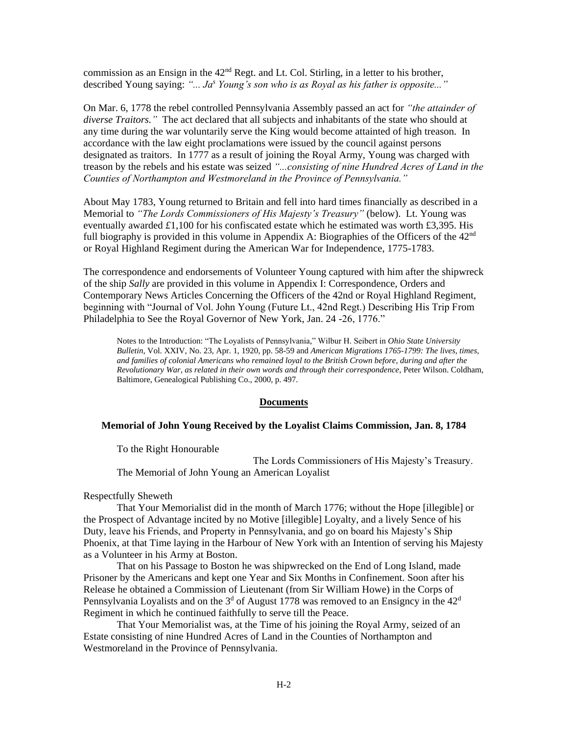commission as an Ensign in the 42nd Regt. and Lt. Col. Stirling, in a letter to his brother, described Young saying: *"... Jas Young's son who is as Royal as his father is opposite..."*

On Mar. 6, 1778 the rebel controlled Pennsylvania Assembly passed an act for *"the attainder of diverse Traitors."* The act declared that all subjects and inhabitants of the state who should at any time during the war voluntarily serve the King would become attainted of high treason. In accordance with the law eight proclamations were issued by the council against persons designated as traitors. In 1777 as a result of joining the Royal Army, Young was charged with treason by the rebels and his estate was seized *"...consisting of nine Hundred Acres of Land in the Counties of Northampton and Westmoreland in the Province of Pennsylvania."*

About May 1783, Young returned to Britain and fell into hard times financially as described in a Memorial to *"The Lords Commissioners of His Majesty's Treasury"* (below). Lt. Young was eventually awarded £1,100 for his confiscated estate which he estimated was worth £3,395. His full biography is provided in this volume in Appendix A: Biographies of the Officers of the 42nd or Royal Highland Regiment during the American War for Independence, 1775-1783.

The correspondence and endorsements of Volunteer Young captured with him after the shipwreck of the ship *Sally* are provided in this volume in Appendix I: Correspondence, Orders and Contemporary News Articles Concerning the Officers of the 42nd or Royal Highland Regiment, beginning with "Journal of Vol. John Young (Future Lt., 42nd Regt.) Describing His Trip From Philadelphia to See the Royal Governor of New York, Jan. 24 -26, 1776."

> Notes to the Introduction: "The Loyalists of Pennsylvania," Wilbur H. Seibert in *Ohio State University Bulletin*, Vol. XXIV, No. 23, Apr. 1, 1920, pp. 58-59 and *American Migrations 1765-1799: The lives, times, and families of colonial Americans who remained loyal to the British Crown before, during and after the Revolutionary War, as related in their own words and through their correspondence*, Peter Wilson. Coldham, Baltimore, Genealogical Publishing Co., 2000, p. 497.

## Documents

### Memorial of John Young Received by the Loyalist Claims Commission, Jan. 8, 1784

To the Right Honourable

The Lords Commissioners of His Majesty's Treasury.

The Memorial of John Young an American Loyalist

Respectfully Sheweth

That Your Memorialist did in the month of March 1776; without the Hope [illegible] or the Prospect of Advantage incited by no Motive [illegible] Loyalty, and a lively Sence of his Duty, leave his Friends, and Property in Pennsylvania, and go on board his Majesty's Ship Phoenix, at that Time laying in the Harbour of New York with an Intention of serving his Majesty as a Volunteer in his Army at Boston.

That on his Passage to Boston he was shipwrecked on the End of Long Island, made Prisoner by the Americans and kept one Year and Six Months in Confinement. Soon after his Release he obtained a Commission of Lieutenant (from Sir William Howe) in the Corps of Pennsylvania Loyalists and on the 3d of August 1778 was removed to an Ensigncy in the 42d Regiment in which he continued faithfully to serve till the Peace.

That Your Memorialist was, at the Time of his joining the Royal Army, seized of an Estate consisting of nine Hundred Acres of Land in the Counties of Northampton and Westmoreland in the Province of Pennsylvania.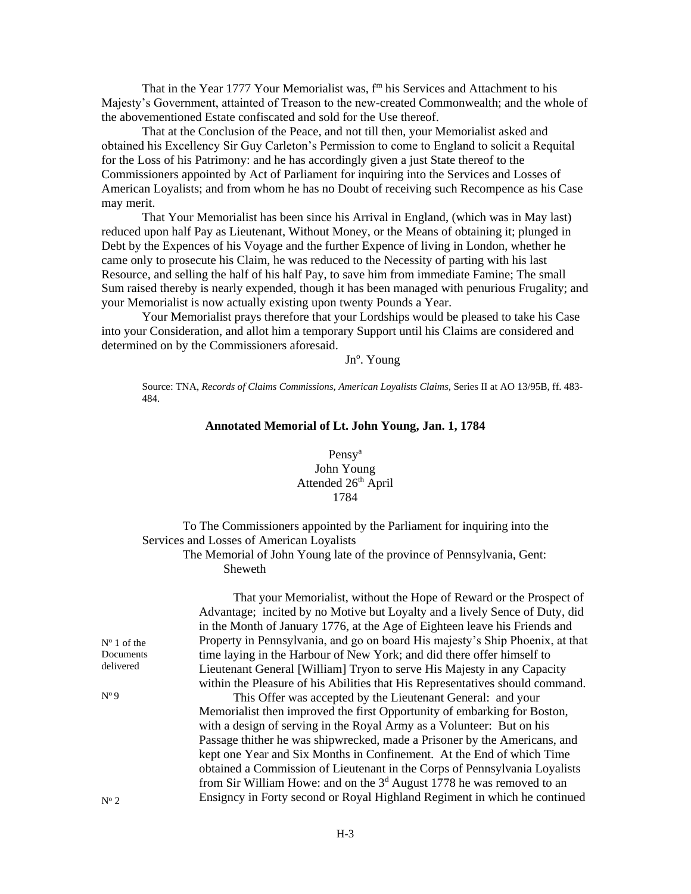That in the Year 1777 Your Memorialist was, f[m] his Services and Attachment to his Majesty's Government, attainted of Treason to the new-created Commonwealth; and the whole of the abovementioned Estate confiscated and sold for the Use thereof.

That at the Conclusion of the Peace, and not till then, your Memorialist asked and obtained his Excellency Sir Guy Carleton's Permission to come to England to solicit a Requital for the Loss of his Patrimony: and he has accordingly given a just State thereof to the Commissioners appointed by Act of Parliament for inquiring into the Services and Losses of American Loyalists; and from whom he has no Doubt of receiving such Recompence as his Case may merit.

That Your Memorialist has been since his Arrival in England, (which was in May last) reduced upon half Pay as Lieutenant, Without Money, or the Means of obtaining it; plunged in Debt by the Expences of his Voyage and the further Expence of living in London, whether he came only to prosecute his Claim, he was reduced to the Necessity of parting with his last Resource, and selling the half of his half Pay, to save him from immediate Famine; The small Sum raised thereby is nearly expended, though it has been managed with penurious Frugality; and your Memorialist is now actually existing upon twenty Pounds a Year.

Your Memorialist prays therefore that your Lordships would be pleased to take his Case into your Consideration, and allot him a temporary Support until his Claims are considered and determined on by the Commissioners aforesaid.

Jn[o]. Young

Source: TNA, *Records of Claims Commissions, American Loyalists Claims*, Series II at AO 13/95B, ff. 483-484.

### Annotated Memorial of Lt. John Young, Jan. 1, 1784

Pensy[a]
John Young
Attended 26[th] April
1784

To The Commissioners appointed by the Parliament for inquiring into the Services and Losses of American Loyalists

The Memorial of John Young late of the province of Pennsylvania, Gent:
Sheweth

N[o] 1 of the Documents delivered

That your Memorialist, without the Hope of Reward or the Prospect of Advantage; incited by no Motive but Loyalty and a lively Sence of Duty, did in the Month of January 1776, at the Age of Eighteen leave his Friends and Property in Pennsylvania, and go on board His majesty's Ship Phoenix, at that time laying in the Harbour of New York; and did there offer himself to Lieutenant General [William] Tryon to serve His Majesty in any Capacity within the Pleasure of his Abilities that His Representatives should command.

N[o] 9

This Offer was accepted by the Lieutenant General: and your Memorialist then improved the first Opportunity of embarking for Boston, with a design of serving in the Royal Army as a Volunteer: But on his Passage thither he was shipwrecked, made a Prisoner by the Americans, and kept one Year and Six Months in Confinement. At the End of which Time obtained a Commission of Lieutenant in the Corps of Pennsylvania Loyalists from Sir William Howe: and on the 3[d] August 1778 he was removed to an Ensigncy in Forty second or Royal Highland Regiment in which he continued

N[o] 2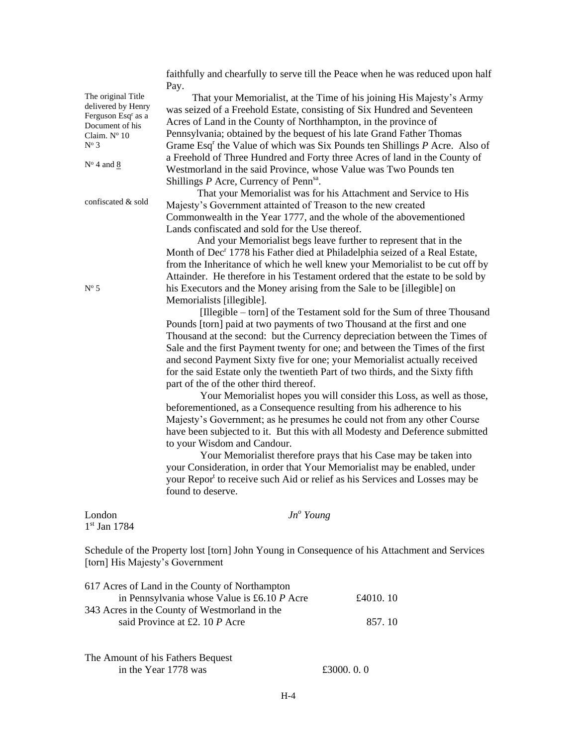faithfully and chearfully to serve till the Peace when he was reduced upon half Pay.

The original Title delivered by Henry Ferguson Esq[r] as a Document of his Claim. N[o] 10

N[o] 3

N[o] 4 and 8

That your Memorialist, at the Time of his joining His Majesty's Army was seized of a Freehold Estate, consisting of Six Hundred and Seventeen Acres of Land in the County of Northhampton, in the province of Pennsylvania; obtained by the bequest of his late Grand Father Thomas Grame Esq[r] the Value of which was Six Pounds ten Shillings *P* Acre. Also of a Freehold of Three Hundred and Forty three Acres of land in the County of Westmorland in the said Province, whose Value was Two Pounds ten Shillings *P* Acre, Currency of Penn[sa].

confiscated & sold

That your Memorialist was for his Attachment and Service to His Majesty's Government attainted of Treason to the new created Commonwealth in the Year 1777, and the whole of the abovementioned Lands confiscated and sold for the Use thereof.

And your Memorialist begs leave further to represent that in the Month of Dec[r] 1778 his Father died at Philadelphia seized of a Real Estate, from the Inheritance of which he well knew your Memorialist to be cut off by Attainder. He therefore in his Testament ordered that the estate to be sold by his Executors and the Money arising from the Sale to be [illegible] on Memorialists [illegible].

N[o] 5

[Illegible – torn] of the Testament sold for the Sum of three Thousand Pounds [torn] paid at two payments of two Thousand at the first and one Thousand at the second: but the Currency depreciation between the Times of Sale and the first Payment twenty for one; and between the Times of the first and second Payment Sixty five for one; your Memorialist actually received for the said Estate only the twentieth Part of two thirds, and the Sixty fifth part of the of the other third thereof.

Your Memorialist hopes you will consider this Loss, as well as those, beforementioned, as a Consequence resulting from his adherence to his Majesty's Government; as he presumes he could not from any other Course have been subjected to it. But this with all Modesty and Deference submitted to your Wisdom and Candour.

Your Memorialist therefore prays that his Case may be taken into your Consideration, in order that Your Memorialist may be enabled, under your Repor[t] to receive such Aid or relief as his Services and Losses may be found to deserve.

London
1[st] Jan 1784

*Jn[o] Young*

Schedule of the Property lost [torn] John Young in Consequence of his Attachment and Services [torn] His Majesty's Government

| | |
|---|---|
| 617 Acres of Land in the County of Northampton in Pennsylvania whose Value is £6.10 *P* Acre | £4010. 10 |
| 343 Acres in the County of Westmorland in the said Province at £2. 10 *P* Acre | 857. 10 |
| The Amount of his Fathers Bequest in the Year 1778 was | £3000. 0. 0 |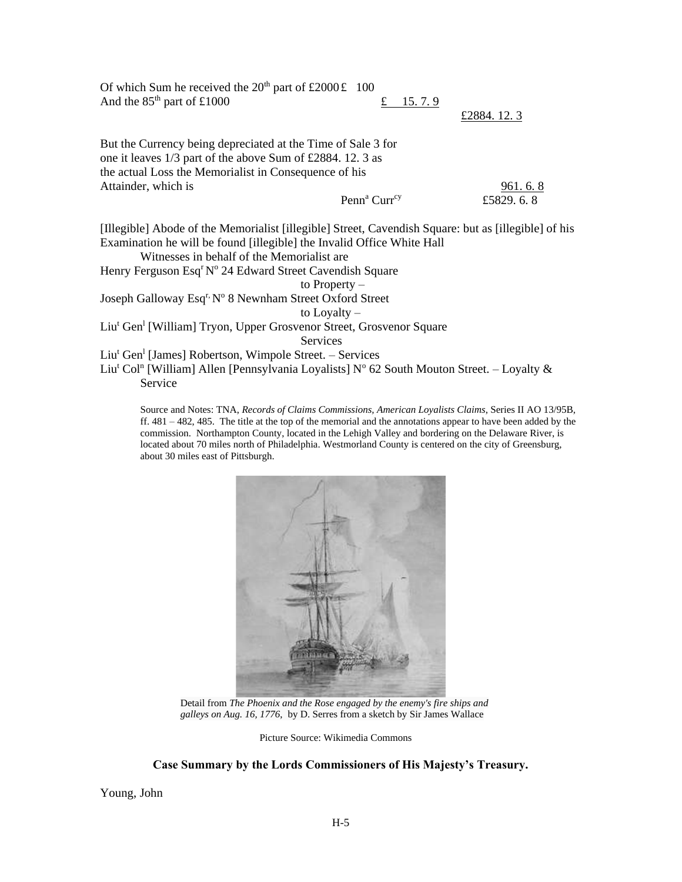Of which Sum he received the 20th part of £2000 £ 100
And the 85th part of £1000 £ 15. 7. 9
£2884. 12. 3

But the Currency being depreciated at the Time of Sale 3 for one it leaves 1/3 part of the above Sum of £2884. 12. 3 as the actual Loss the Memorialist in Consequence of his Attainder, which is 961. 6. 8

Penn[a] Curr[cy] £5829. 6. 8

[Illegible] Abode of the Memorialist [illegible] Street, Cavendish Square: but as [illegible] of his Examination he will be found [illegible] the Invalid Office White Hall

Witnesses in behalf of the Memorialist are

Henry Ferguson Esq[r] N[o] 24 Edward Street Cavendish Square
to Property –

Joseph Galloway Esq[r,] N[o] 8 Newnham Street Oxford Street
to Loyalty –

Liu[t] Gen[l] [William] Tryon, Upper Grosvenor Street, Grosvenor Square
Services

Liu[t] Gen[l] [James] Robertson, Wimpole Street. – Services

Liu[t] Col[n] [William] Allen [Pennsylvania Loyalists] N[o] 62 South Mouton Street. – Loyalty & Service

Source and Notes: TNA, *Records of Claims Commissions, American Loyalists Claims*, Series II AO 13/95B, ff. 481 – 482, 485. The title at the top of the memorial and the annotations appear to have been added by the commission. Northampton County, located in the Lehigh Valley and bordering on the Delaware River, is located about 70 miles north of Philadelphia. Westmorland County is centered on the city of Greensburg, about 30 miles east of Pittsburgh.

Detail from *The Phoenix and the Rose engaged by the enemy's fire ships and galleys on Aug. 16, 1776*, by D. Serres from a sketch by Sir James Wallace

Picture Source: Wikimedia Commons

### Case Summary by the Lords Commissioners of His Majesty's Treasury.

Young, John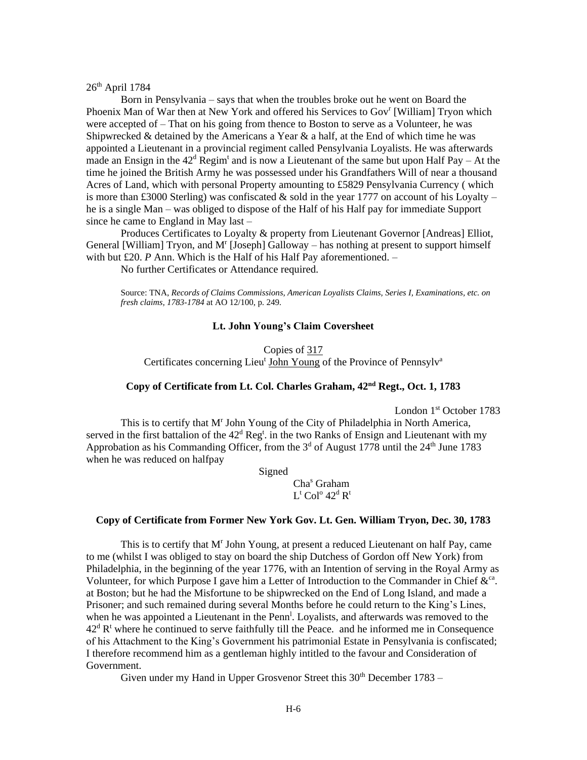26th April 1784

Born in Pensylvania – says that when the troubles broke out he went on Board the Phoenix Man of War then at New York and offered his Services to Gov[r] [William] Tryon which were accepted of – That on his going from thence to Boston to serve as a Volunteer, he was Shipwrecked & detained by the Americans a Year & a half, at the End of which time he was appointed a Lieutenant in a provincial regiment called Pensylvania Loyalists. He was afterwards made an Ensign in the 42[d] Regim[t] and is now a Lieutenant of the same but upon Half Pay – At the time he joined the British Army he was possessed under his Grandfathers Will of near a thousand Acres of Land, which with personal Property amounting to £5829 Pensylvania Currency ( which is more than £3000 Sterling) was confiscated & sold in the year 1777 on account of his Loyalty – he is a single Man – was obliged to dispose of the Half of his Half pay for immediate Support since he came to England in May last –

Produces Certificates to Loyalty & property from Lieutenant Governor [Andreas] Elliot, General [William] Tryon, and M[r] [Joseph] Galloway – has nothing at present to support himself with but £20. *P* Ann. Which is the Half of his Half Pay aforementioned. –

No further Certificates or Attendance required.

> Source: TNA, *Records of Claims Commissions, American Loyalists Claims, Series I, Examinations, etc. on fresh claims, 1783-1784* at AO 12/100, p. 249.

### Lt. John Young's Claim Coversheet

Copies of 317
Certificates concerning Lieu[t] John Young of the Province of Pennsylv[a]

### Copy of Certificate from Lt. Col. Charles Graham, 42nd Regt., Oct. 1, 1783

London 1st October 1783

This is to certify that M[r] John Young of the City of Philadelphia in North America, served in the first battalion of the 42[d] Reg[t]. in the two Ranks of Ensign and Lieutenant with my Approbation as his Commanding Officer, from the 3[d] of August 1778 until the 24th June 1783 when he was reduced on halfpay

Signed
Cha[s] Graham
L[t] Col[o] 42[d] R[t]

### Copy of Certificate from Former New York Gov. Lt. Gen. William Tryon, Dec. 30, 1783

This is to certify that M[r] John Young, at present a reduced Lieutenant on half Pay, came to me (whilst I was obliged to stay on board the ship Dutchess of Gordon off New York) from Philadelphia, in the beginning of the year 1776, with an Intention of serving in the Royal Army as Volunteer, for which Purpose I gave him a Letter of Introduction to the Commander in Chief &[ca]. at Boston; but he had the Misfortune to be shipwrecked on the End of Long Island, and made a Prisoner; and such remained during several Months before he could return to the King's Lines, when he was appointed a Lieutenant in the Penn[l]. Loyalists, and afterwards was removed to the 42[d] R[t] where he continued to serve faithfully till the Peace. and he informed me in Consequence of his Attachment to the King's Government his patrimonial Estate in Pensylvania is confiscated; I therefore recommend him as a gentleman highly intitled to the favour and Consideration of Government.

Given under my Hand in Upper Grosvenor Street this 30th December 1783 –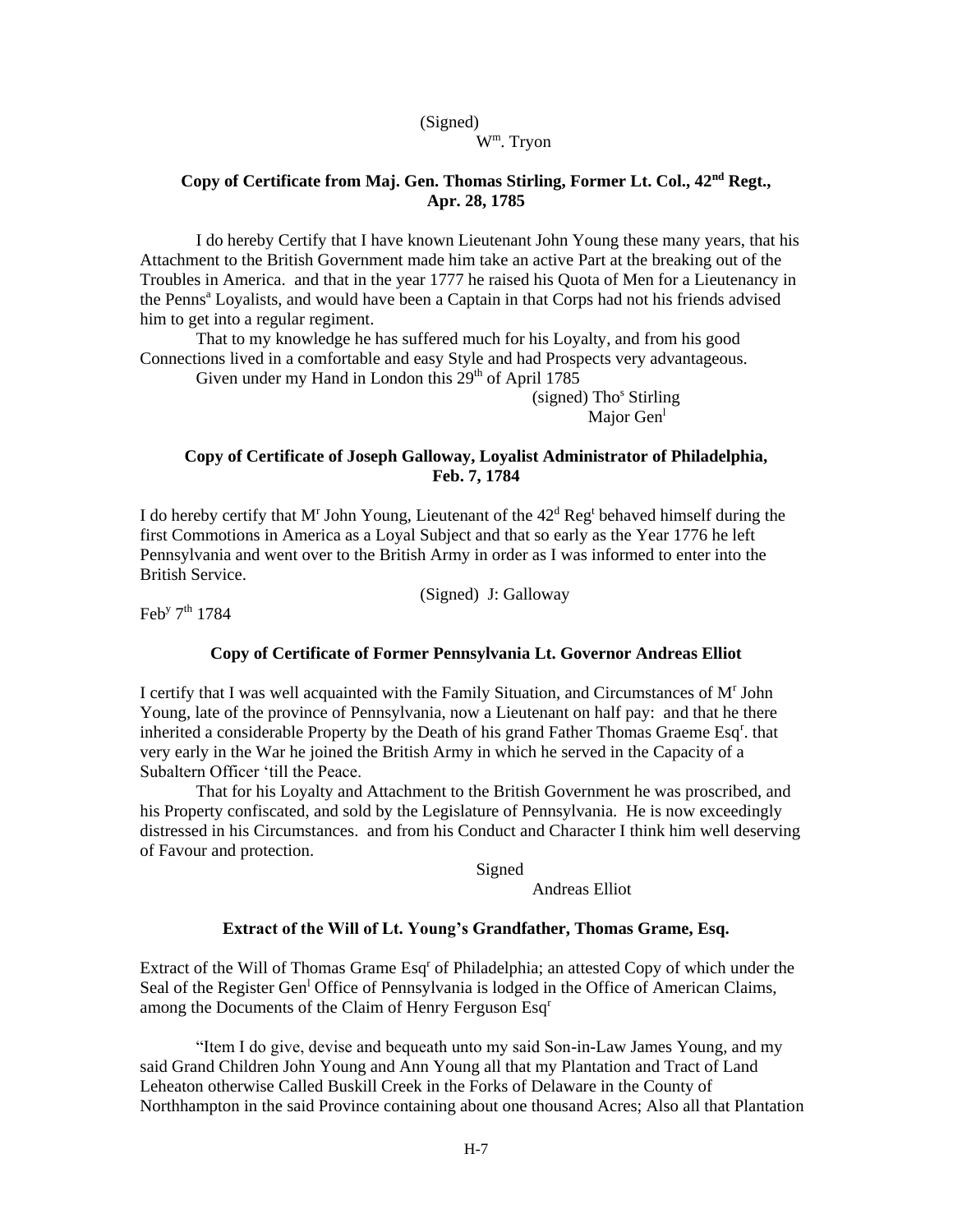(Signed)
W[m]. Tryon

### Copy of Certificate from Maj. Gen. Thomas Stirling, Former Lt. Col., 42[nd] Regt., Apr. 28, 1785

I do hereby Certify that I have known Lieutenant John Young these many years, that his Attachment to the British Government made him take an active Part at the breaking out of the Troubles in America. and that in the year 1777 he raised his Quota of Men for a Lieutenancy in the Penns[a] Loyalists, and would have been a Captain in that Corps had not his friends advised him to get into a regular regiment.

That to my knowledge he has suffered much for his Loyalty, and from his good Connections lived in a comfortable and easy Style and had Prospects very advantageous.

Given under my Hand in London this 29[th] of April 1785

(signed) Tho[s] Stirling
Major Gen[l]

### Copy of Certificate of Joseph Galloway, Loyalist Administrator of Philadelphia, Feb. 7, 1784

I do hereby certify that M[r] John Young, Lieutenant of the 42[d] Reg[t] behaved himself during the first Commotions in America as a Loyal Subject and that so early as the Year 1776 he left Pennsylvania and went over to the British Army in order as I was informed to enter into the British Service.

(Signed) J: Galloway

Feb[y] 7[th] 1784

### Copy of Certificate of Former Pennsylvania Lt. Governor Andreas Elliot

I certify that I was well acquainted with the Family Situation, and Circumstances of M[r] John Young, late of the province of Pennsylvania, now a Lieutenant on half pay: and that he there inherited a considerable Property by the Death of his grand Father Thomas Graeme Esq[r]. that very early in the War he joined the British Army in which he served in the Capacity of a Subaltern Officer 'till the Peace.

That for his Loyalty and Attachment to the British Government he was proscribed, and his Property confiscated, and sold by the Legislature of Pennsylvania. He is now exceedingly distressed in his Circumstances. and from his Conduct and Character I think him well deserving of Favour and protection.

Signed
Andreas Elliot

### Extract of the Will of Lt. Young's Grandfather, Thomas Grame, Esq.

Extract of the Will of Thomas Grame Esq[r] of Philadelphia; an attested Copy of which under the Seal of the Register Gen[l] Office of Pennsylvania is lodged in the Office of American Claims, among the Documents of the Claim of Henry Ferguson Esq[r]

"Item I do give, devise and bequeath unto my said Son-in-Law James Young, and my said Grand Children John Young and Ann Young all that my Plantation and Tract of Land Leheaton otherwise Called Buskill Creek in the Forks of Delaware in the County of Northhampton in the said Province containing about one thousand Acres; Also all that Plantation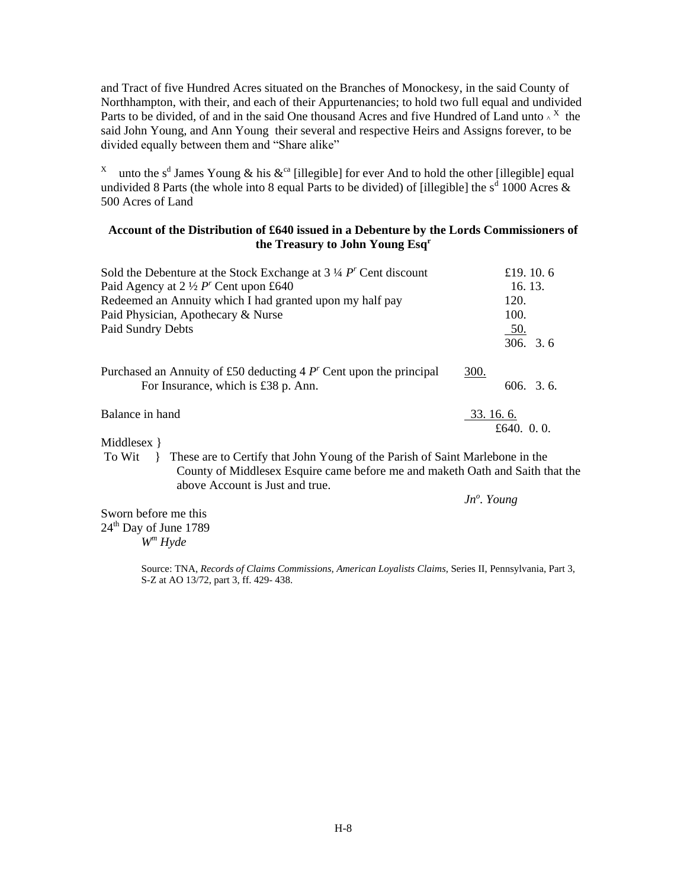and Tract of five Hundred Acres situated on the Branches of Monockesy, in the said County of Northhampton, with their, and each of their Appurtenancies; to hold two full equal and undivided Parts to be divided, of and in the said One thousand Acres and five Hundred of Land unto ^ X the said John Young, and Ann Young their several and respective Heirs and Assigns forever, to be divided equally between them and "Share alike"

X unto the s[d] James Young & his &[ca] [illegible] for ever And to hold the other [illegible] equal undivided 8 Parts (the whole into 8 equal Parts to be divided) of [illegible] the s[d] 1000 Acres & 500 Acres of Land

**Account of the Distribution of £640 issued in a Debenture by the Lords Commissioners of the Treasury to John Young Esq[r]**

| | | |
|---|---|---|
| Sold the Debenture at the Stock Exchange at 3 ¼ *P*[r] Cent discount | | £19. 10. 6 |
| Paid Agency at 2 ½ *P*[r] Cent upon £640 | | 16. 13. |
| Redeemed an Annuity which I had granted upon my half pay | | 120. |
| Paid Physician, Apothecary & Nurse | | 100. |
| Paid Sundry Debts | | 50. |
| | | 306. 3. 6 |
| Purchased an Annuity of £50 deducting 4 *P*[r] Cent upon the principal | 300. | |
| For Insurance, which is £38 p. Ann. | | 606. 3. 6. |
| Balance in hand | 33. 16. 6. | |
| | | £640. 0. 0. |

Middlesex }
To Wit } These are to Certify that John Young of the Parish of Saint Marlebone in the County of Middlesex Esquire came before me and maketh Oath and Saith that the above Account is Just and true.

*Jn*[o]*. Young*

Sworn before me this
24[th] Day of June 1789
*W*[m] *Hyde*

Source: TNA, *Records of Claims Commissions, American Loyalists Claims*, Series II, Pennsylvania, Part 3, S-Z at AO 13/72, part 3, ff. 429- 438.